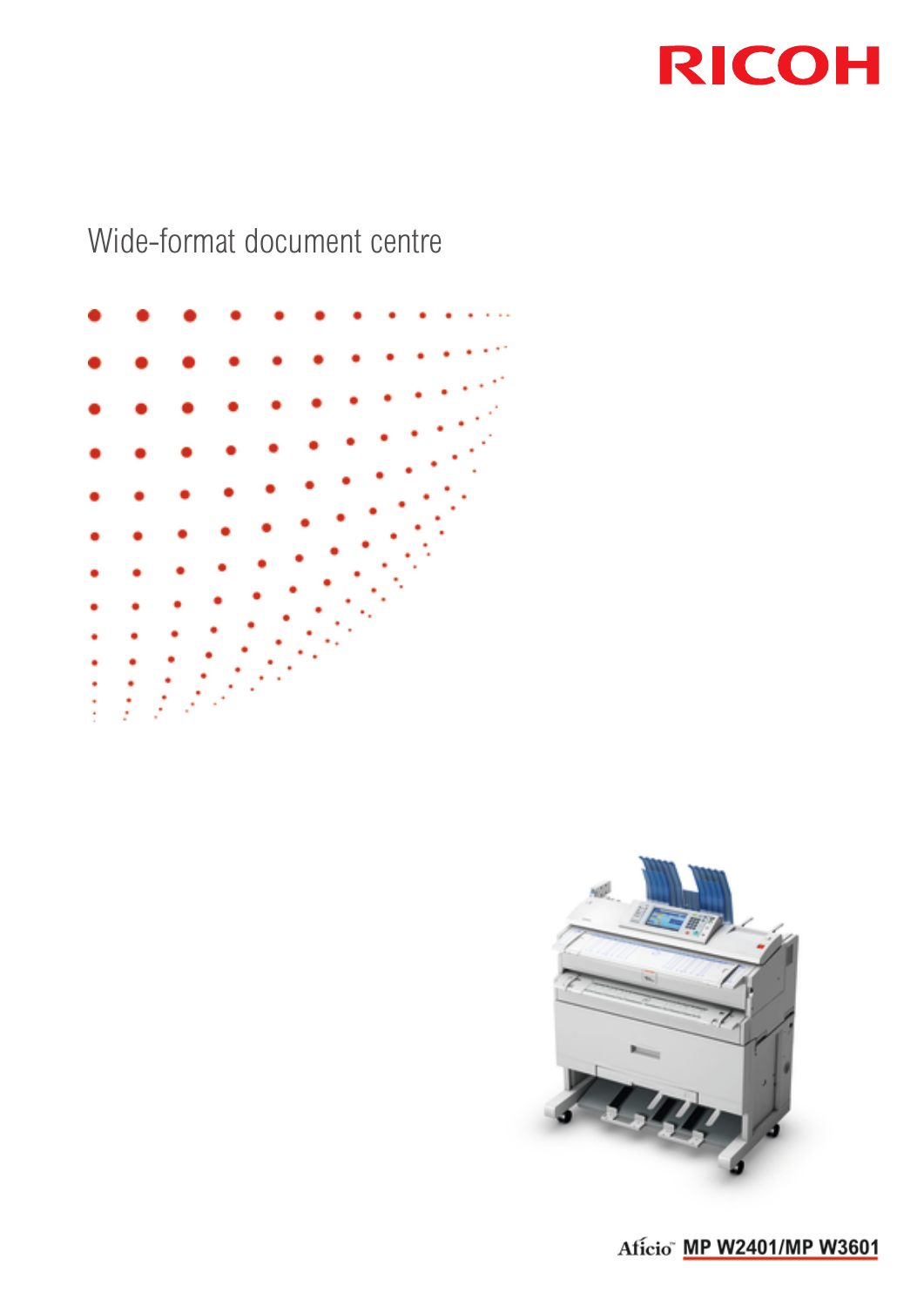RICOH

# Wide-format document centre

Aficio™ MP W2401/MP W3601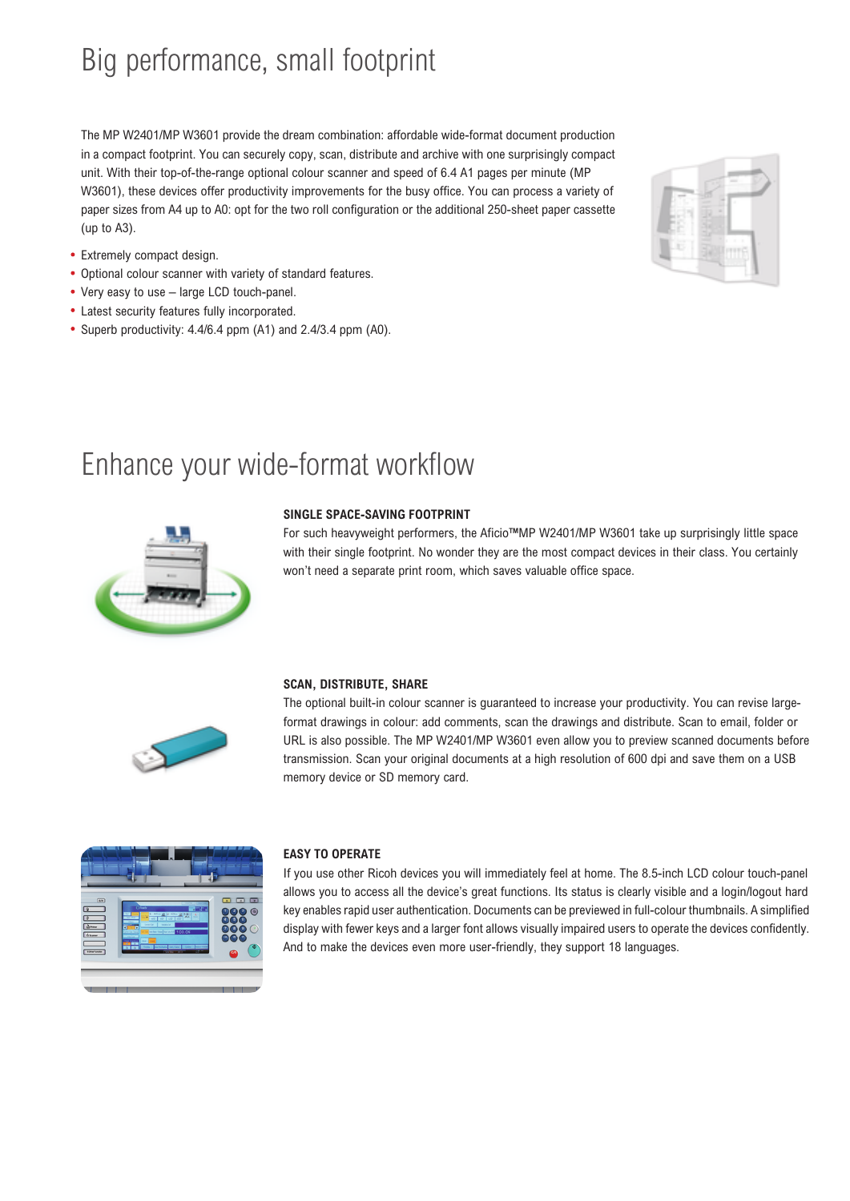# Big performance, small footprint

The MP W2401/MP W3601 provide the dream combination: affordable wide-format document production in a compact footprint. You can securely copy, scan, distribute and archive with one surprisingly compact unit. With their top-of-the-range optional colour scanner and speed of 6.4 A1 pages per minute (MP W3601), these devices offer productivity improvements for the busy office. You can process a variety of paper sizes from A4 up to A0: opt for the two roll configuration or the additional 250-sheet paper cassette (up to A3).

- Extremely compact design.
- Optional colour scanner with variety of standard features.
- Very easy to use – large LCD touch-panel.
- Latest security features fully incorporated.
- Superb productivity: 4.4/6.4 ppm (A1) and 2.4/3.4 ppm (A0).

# Enhance your wide-format workflow

### SINGLE SPACE-SAVING FOOTPRINT

For such heavyweight performers, the Aficio™MP W2401/MP W3601 take up surprisingly little space with their single footprint. No wonder they are the most compact devices in their class. You certainly won't need a separate print room, which saves valuable office space.

### SCAN, DISTRIBUTE, SHARE

The optional built-in colour scanner is guaranteed to increase your productivity. You can revise large-format drawings in colour: add comments, scan the drawings and distribute. Scan to email, folder or URL is also possible. The MP W2401/MP W3601 even allow you to preview scanned documents before transmission. Scan your original documents at a high resolution of 600 dpi and save them on a USB memory device or SD memory card.

### EASY TO OPERATE

If you use other Ricoh devices you will immediately feel at home. The 8.5-inch LCD colour touch-panel allows you to access all the device's great functions. Its status is clearly visible and a login/logout hard key enables rapid user authentication. Documents can be previewed in full-colour thumbnails. A simplified display with fewer keys and a larger font allows visually impaired users to operate the devices confidently. And to make the devices even more user-friendly, they support 18 languages.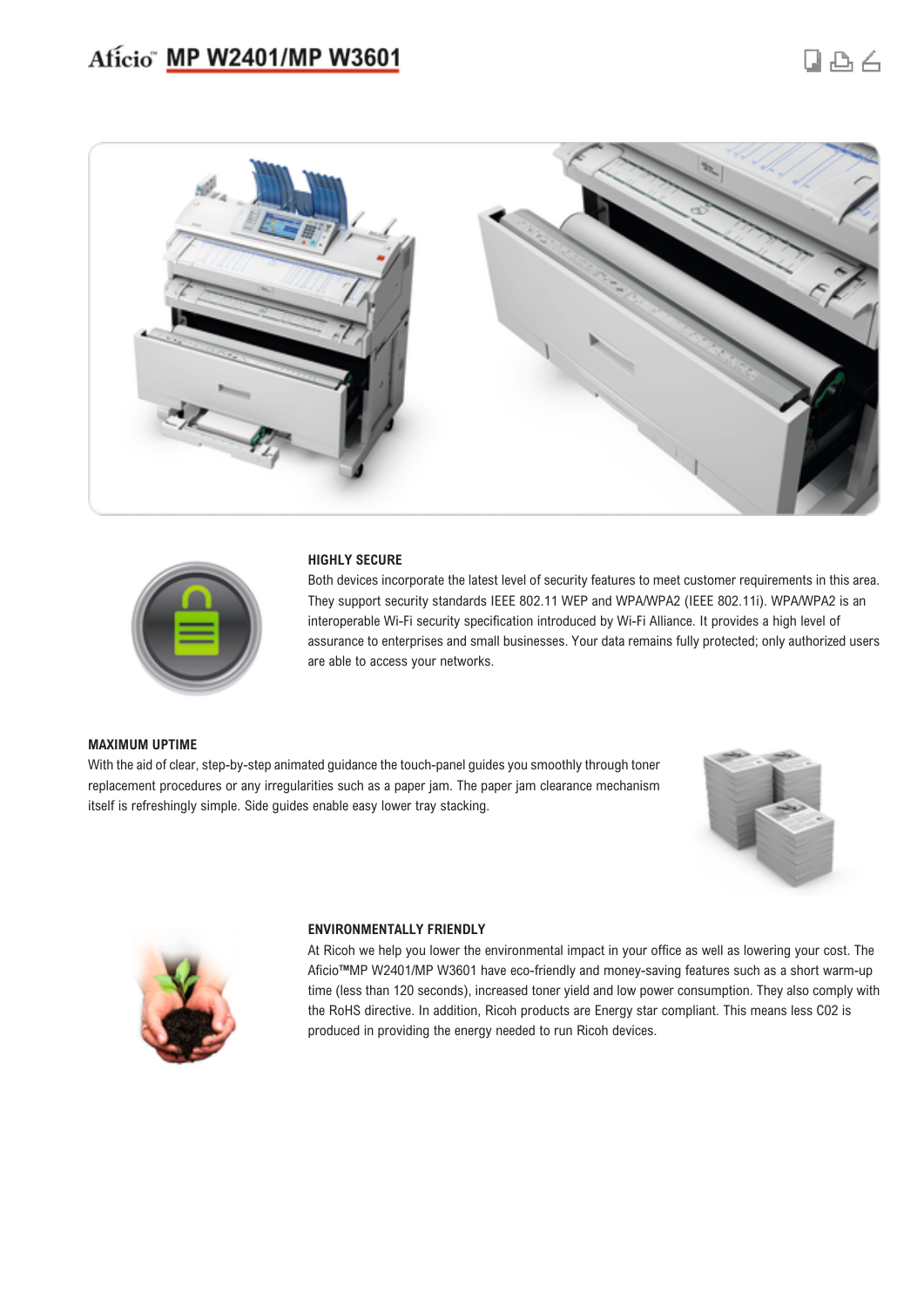# Aficio™ MP W2401/MP W3601

### HIGHLY SECURE

Both devices incorporate the latest level of security features to meet customer requirements in this area. They support security standards IEEE 802.11 WEP and WPA/WPA2 (IEEE 802.11i). WPA/WPA2 is an interoperable Wi-Fi security specification introduced by Wi-Fi Alliance. It provides a high level of assurance to enterprises and small businesses. Your data remains fully protected; only authorized users are able to access your networks.

### MAXIMUM UPTIME

With the aid of clear, step-by-step animated guidance the touch-panel guides you smoothly through toner replacement procedures or any irregularities such as a paper jam. The paper jam clearance mechanism itself is refreshingly simple. Side guides enable easy lower tray stacking.

### ENVIRONMENTALLY FRIENDLY

At Ricoh we help you lower the environmental impact in your office as well as lowering your cost. The Aficio™MP W2401/MP W3601 have eco-friendly and money-saving features such as a short warm-up time (less than 120 seconds), increased toner yield and low power consumption. They also comply with the RoHS directive. In addition, Ricoh products are Energy star compliant. This means less C02 is produced in providing the energy needed to run Ricoh devices.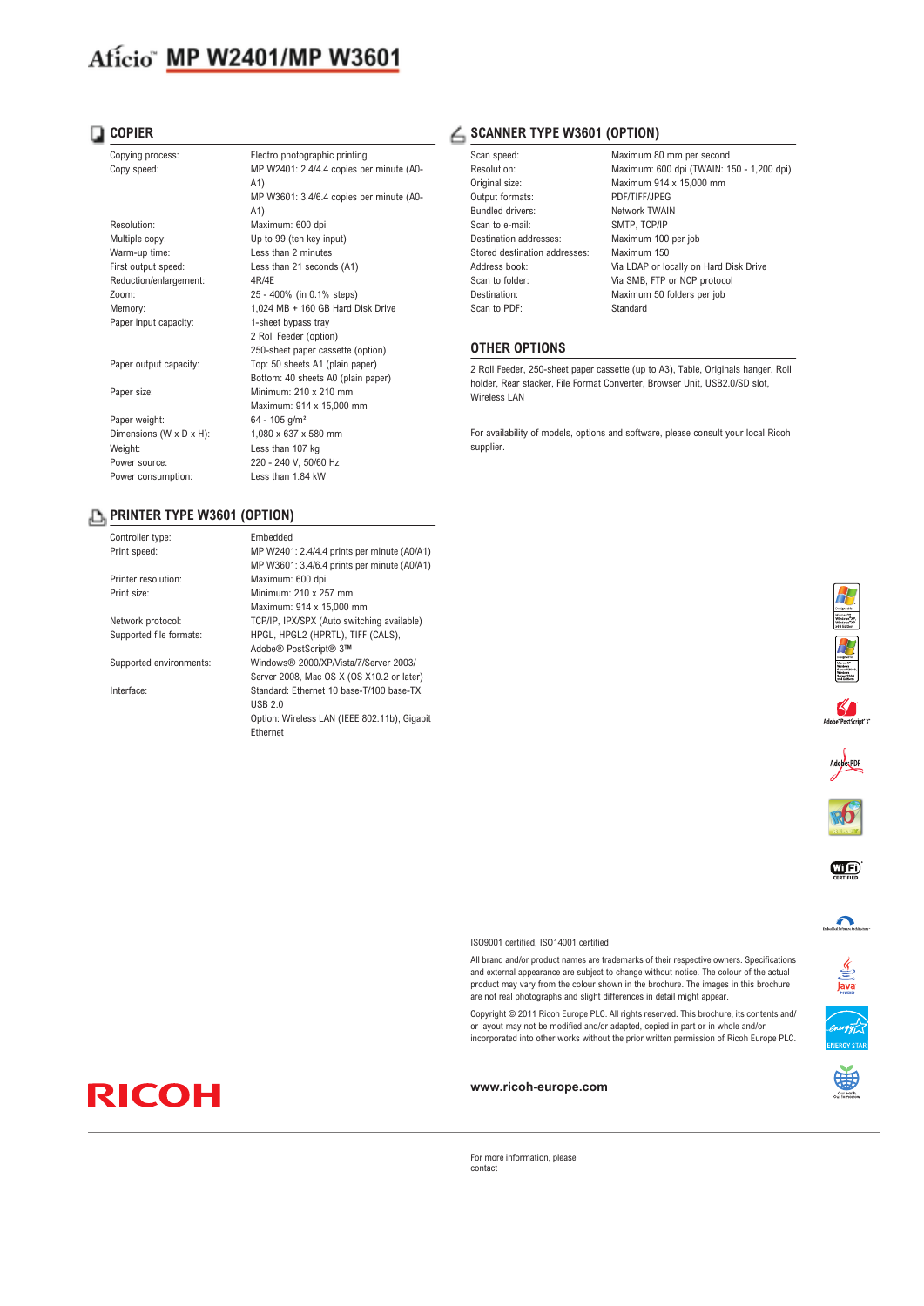# Aficio™ MP W2401/MP W3601

## COPIER

| | |
|---|---|
| Copying process: | Electro photographic printing |
| Copy speed: | MP W2401: 2.4/4.4 copies per minute (A0-A1) |
| | MP W3601: 3.4/6.4 copies per minute (A0-A1) |
| Resolution: | Maximum: 600 dpi |
| Multiple copy: | Up to 99 (ten key input) |
| Warm-up time: | Less than 2 minutes |
| First output speed: | Less than 21 seconds (A1) |
| Reduction/enlargement: | 4R/4E |
| Zoom: | 25 - 400% (in 0.1% steps) |
| Memory: | 1,024 MB + 160 GB Hard Disk Drive |
| Paper input capacity: | 1-sheet bypass tray |
| | 2 Roll Feeder (option) |
| | 250-sheet paper cassette (option) |
| Paper output capacity: | Top: 50 sheets A1 (plain paper) |
| | Bottom: 40 sheets A0 (plain paper) |
| Paper size: | Minimum: 210 x 210 mm |
| | Maximum: 914 x 15,000 mm |
| Paper weight: | 64 - 105 g/m² |
| Dimensions (W x D x H): | 1,080 x 637 x 580 mm |
| Weight: | Less than 107 kg |
| Power source: | 220 - 240 V, 50/60 Hz |
| Power consumption: | Less than 1.84 kW |

## PRINTER TYPE W3601 (OPTION)

| | |
|---|---|
| Controller type: | Embedded |
| Print speed: | MP W2401: 2.4/4.4 prints per minute (A0/A1) |
| | MP W3601: 3.4/6.4 prints per minute (A0/A1) |
| Printer resolution: | Maximum: 600 dpi |
| Print size: | Minimum: 210 x 257 mm |
| | Maximum: 914 x 15,000 mm |
| Network protocol: | TCP/IP, IPX/SPX (Auto switching available) |
| Supported file formats: | HPGL, HPGL2 (HPRTL), TIFF (CALS), Adobe® PostScript® 3™ |
| Supported environments: | Windows® 2000/XP/Vista/7/Server 2003/Server 2008, Mac OS X (OS X10.2 or later) |
| Interface: | Standard: Ethernet 10 base-T/100 base-TX, USB 2.0 |
| | Option: Wireless LAN (IEEE 802.11b), Gigabit Ethernet |

## SCANNER TYPE W3601 (OPTION)

| | |
|---|---|
| Scan speed: | Maximum 80 mm per second |
| Resolution: | Maximum: 600 dpi (TWAIN: 150 - 1,200 dpi) |
| Original size: | Maximum 914 x 15,000 mm |
| Output formats: | PDF/TIFF/JPEG |
| Bundled drivers: | Network TWAIN |
| Scan to e-mail: | SMTP, TCP/IP |
| Destination addresses: | Maximum 100 per job |
| Stored destination addresses: | Maximum 150 |
| Address book: | Via LDAP or locally on Hard Disk Drive |
| Scan to folder: | Via SMB, FTP or NCP protocol |
| Destination: | Maximum 50 folders per job |
| Scan to PDF: | Standard |

## OTHER OPTIONS

2 Roll Feeder, 250-sheet paper cassette (up to A3), Table, Originals hanger, Roll holder, Rear stacker, File Format Converter, Browser Unit, USB2.0/SD slot, Wireless LAN

For availability of models, options and software, please consult your local Ricoh supplier.

ISO9001 certified, ISO14001 certified

All brand and/or product names are trademarks of their respective owners. Specifications and external appearance are subject to change without notice. The colour of the actual product may vary from the colour shown in the brochure. The images in this brochure are not real photographs and slight differences in detail might appear.

Copyright © 2011 Ricoh Europe PLC. All rights reserved. This brochure, its contents and/or layout may not be modified and/or adapted, copied in part or in whole and/or incorporated into other works without the prior written permission of Ricoh Europe PLC.

RICOH

www.ricoh-europe.com

For more information, please contact